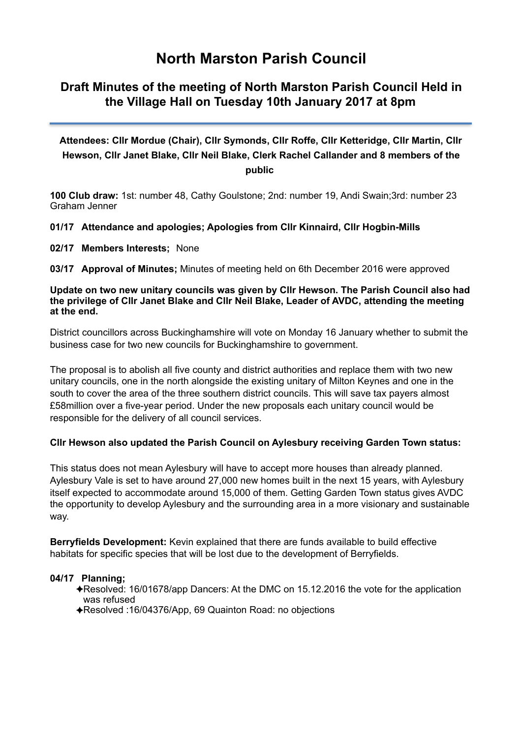# North Marston Parish Council

## Draft Minutes of the meeting of North Marston Parish Council Held in the Village Hall on Tuesday 10th January 2017 at 8pm

**Attendees: Cllr Mordue (Chair), Cllr Symonds, Cllr Roffe, Cllr Ketteridge, Cllr Martin, Cllr Hewson, Cllr Janet Blake, Cllr Neil Blake, Clerk Rachel Callander and 8 members of the public**

**100 Club draw:** 1st: number 48, Cathy Goulstone; 2nd: number 19, Andi Swain;3rd: number 23 Graham Jenner

**01/17 Attendance and apologies; Apologies from Cllr Kinnaird, Cllr Hogbin-Mills**

**02/17 Members Interests;** None

**03/17 Approval of Minutes;** Minutes of meeting held on 6th December 2016 were approved

**Update on two new unitary councils was given by Cllr Hewson. The Parish Council also had the privilege of Cllr Janet Blake and Cllr Neil Blake, Leader of AVDC, attending the meeting at the end.**

District councillors across Buckinghamshire will vote on Monday 16 January whether to submit the business case for two new councils for Buckinghamshire to government.

The proposal is to abolish all five county and district authorities and replace them with two new unitary councils, one in the north alongside the existing unitary of Milton Keynes and one in the south to cover the area of the three southern district councils. This will save tax payers almost £58million over a five-year period. Under the new proposals each unitary council would be responsible for the delivery of all council services.

**Cllr Hewson also updated the Parish Council on Aylesbury receiving Garden Town status:**

This status does not mean Aylesbury will have to accept more houses than already planned. Aylesbury Vale is set to have around 27,000 new homes built in the next 15 years, with Aylesbury itself expected to accommodate around 15,000 of them. Getting Garden Town status gives AVDC the opportunity to develop Aylesbury and the surrounding area in a more visionary and sustainable way.

**Berryfields Development:** Kevin explained that there are funds available to build effective habitats for specific species that will be lost due to the development of Berryfields.

**04/17 Planning;**

- ✦Resolved: 16/01678/app Dancers: At the DMC on 15.12.2016 the vote for the application was refused
- ✦Resolved :16/04376/App, 69 Quainton Road: no objections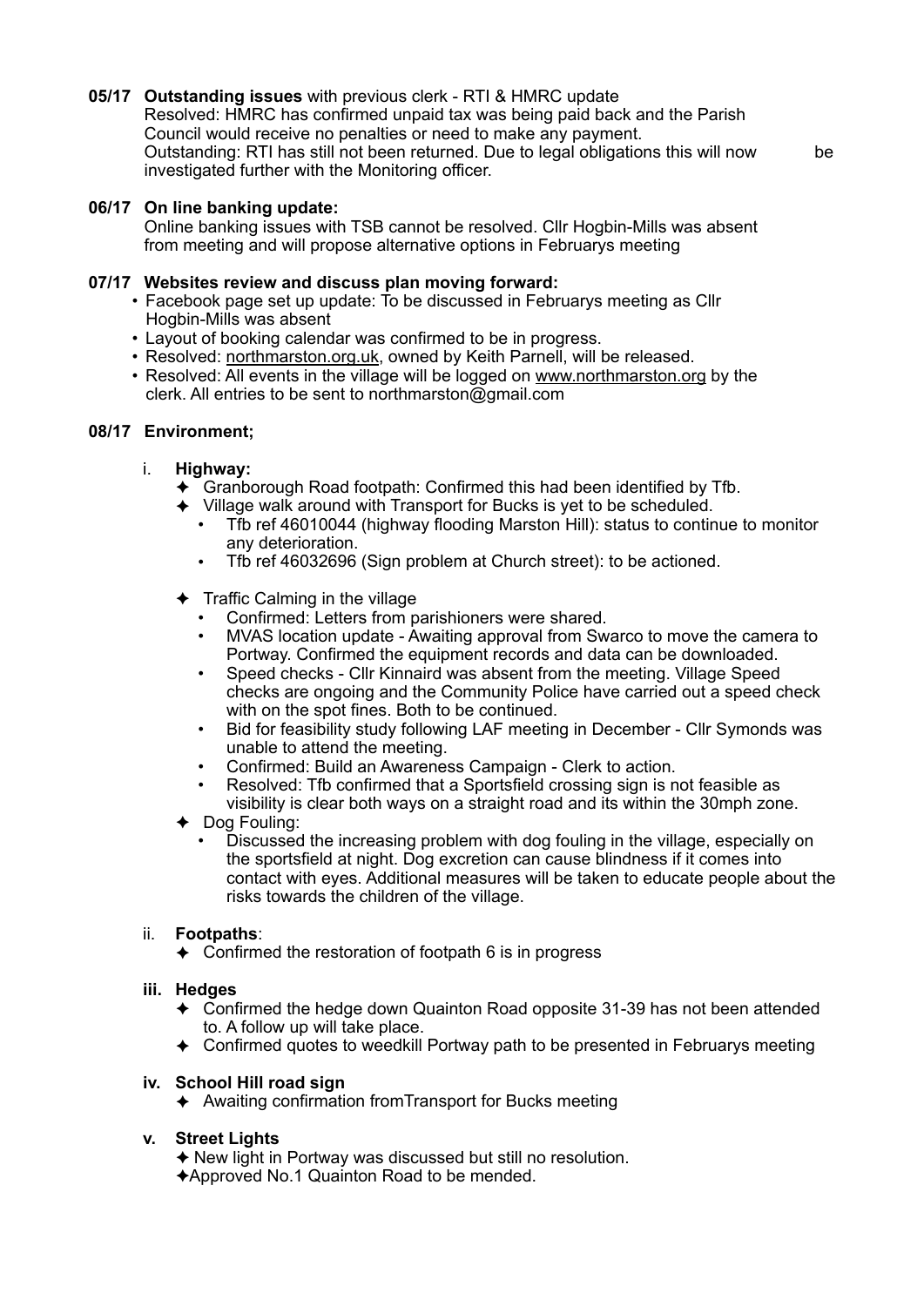**05/17 Outstanding issues** with previous clerk - RTI & HMRC update

Resolved: HMRC has confirmed unpaid tax was being paid back and the Parish Council would receive no penalties or need to make any payment.
Outstanding: RTI has still not been returned. Due to legal obligations this will now be investigated further with the Monitoring officer.

**06/17 On line banking update:**

Online banking issues with TSB cannot be resolved. Cllr Hogbin-Mills was absent from meeting and will propose alternative options in Februarys meeting

**07/17 Websites review and discuss plan moving forward:**

- Facebook page set up update: To be discussed in Februarys meeting as Cllr Hogbin-Mills was absent
- Layout of booking calendar was confirmed to be in progress.
- Resolved: northmarston.org.uk, owned by Keith Parnell, will be released.
- Resolved: All events in the village will be logged on www.northmarston.org by the clerk. All entries to be sent to northmarston@gmail.com

**08/17 Environment;**

i. **Highway:**
  - ✦ Granborough Road footpath: Confirmed this had been identified by Tfb.
  - ✦ Village walk around with Transport for Bucks is yet to be scheduled.
    - Tfb ref 46010044 (highway flooding Marston Hill): status to continue to monitor any deterioration.
    - Tfb ref 46032696 (Sign problem at Church street): to be actioned.
  - ✦ Traffic Calming in the village
    - Confirmed: Letters from parishioners were shared.
    - MVAS location update - Awaiting approval from Swarco to move the camera to Portway. Confirmed the equipment records and data can be downloaded.
    - Speed checks - Cllr Kinnaird was absent from the meeting. Village Speed checks are ongoing and the Community Police have carried out a speed check with on the spot fines. Both to be continued.
    - Bid for feasibility study following LAF meeting in December - Cllr Symonds was unable to attend the meeting.
    - Confirmed: Build an Awareness Campaign - Clerk to action.
    - Resolved: Tfb confirmed that a Sportsfield crossing sign is not feasible as visibility is clear both ways on a straight road and its within the 30mph zone.
  - ✦ Dog Fouling:
    - Discussed the increasing problem with dog fouling in the village, especially on the sportsfield at night. Dog excretion can cause blindness if it comes into contact with eyes. Additional measures will be taken to educate people about the risks towards the children of the village.

ii. **Footpaths**:
  - ✦ Confirmed the restoration of footpath 6 is in progress

**iii. Hedges**
  - ✦ Confirmed the hedge down Quainton Road opposite 31-39 has not been attended to. A follow up will take place.
  - ✦ Confirmed quotes to weedkill Portway path to be presented in Februarys meeting

**iv. School Hill road sign**
  - ✦ Awaiting confirmation fromTransport for Bucks meeting

**v. Street Lights**
  - ✦ New light in Portway was discussed but still no resolution.
  - ✦ Approved No.1 Quainton Road to be mended.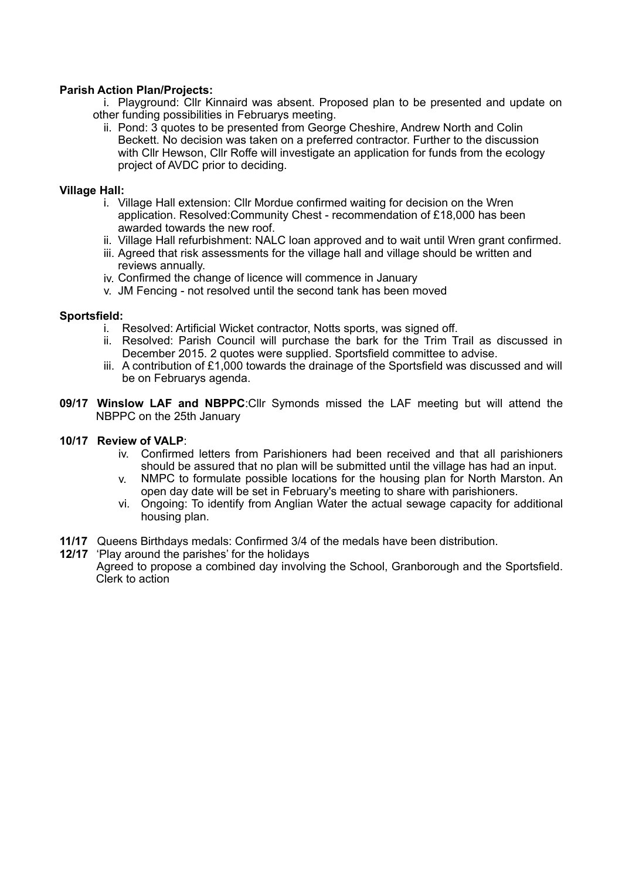**Parish Action Plan/Projects:**

i. Playground: Cllr Kinnaird was absent. Proposed plan to be presented and update on other funding possibilities in Februarys meeting.

ii. Pond: 3 quotes to be presented from George Cheshire, Andrew North and Colin Beckett. No decision was taken on a preferred contractor. Further to the discussion with Cllr Hewson, Cllr Roffe will investigate an application for funds from the ecology project of AVDC prior to deciding.

**Village Hall:**

i. Village Hall extension: Cllr Mordue confirmed waiting for decision on the Wren application. Resolved:Community Chest - recommendation of £18,000 has been awarded towards the new roof.

ii. Village Hall refurbishment: NALC loan approved and to wait until Wren grant confirmed.

iii. Agreed that risk assessments for the village hall and village should be written and reviews annually.

iv. Confirmed the change of licence will commence in January

v. JM Fencing - not resolved until the second tank has been moved

**Sportsfield:**

i. Resolved: Artificial Wicket contractor, Notts sports, was signed off.

ii. Resolved: Parish Council will purchase the bark for the Trim Trail as discussed in December 2015. 2 quotes were supplied. Sportsfield committee to advise.

iii. A contribution of £1,000 towards the drainage of the Sportsfield was discussed and will be on Februarys agenda.

**09/17 Winslow LAF and NBPPC**:Cllr Symonds missed the LAF meeting but will attend the NBPPC on the 25th January

**10/17 Review of VALP**:

iv. Confirmed letters from Parishioners had been received and that all parishioners should be assured that no plan will be submitted until the village has had an input.

v. NMPC to formulate possible locations for the housing plan for North Marston. An open day date will be set in February's meeting to share with parishioners.

vi. Ongoing: To identify from Anglian Water the actual sewage capacity for additional housing plan.

**11/17** Queens Birthdays medals: Confirmed 3/4 of the medals have been distribution.

**12/17** 'Play around the parishes' for the holidays

Agreed to propose a combined day involving the School, Granborough and the Sportsfield. Clerk to action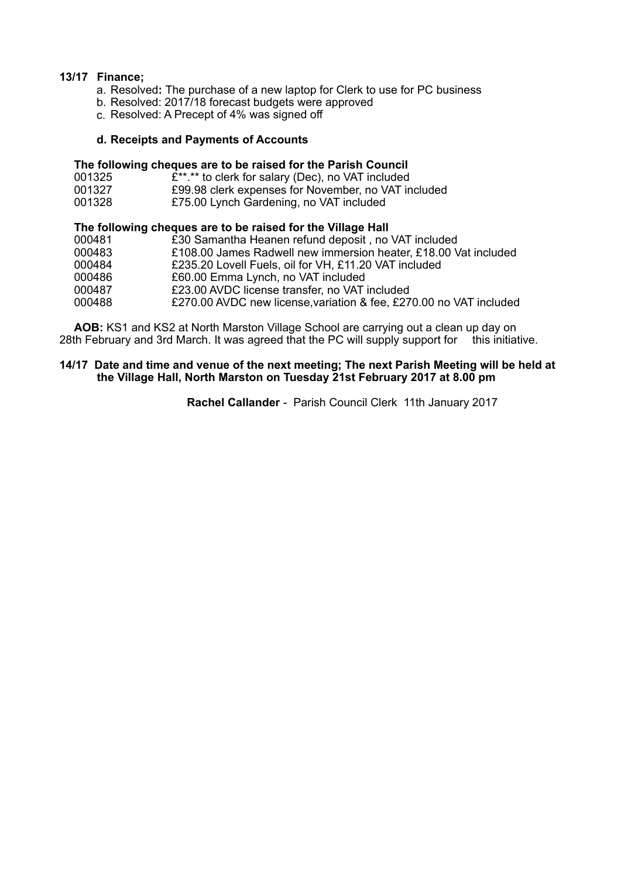**13/17 Finance;**

a. Resolved**:** The purchase of a new laptop for Clerk to use for PC business
b. Resolved: 2017/18 forecast budgets were approved
c. Resolved: A Precept of 4% was signed off

**d. Receipts and Payments of Accounts**

**The following cheques are to be raised for the Parish Council**

| | |
|---|---|
| 001325 | £**.** to clerk for salary (Dec), no VAT included |
| 001327 | £99.98 clerk expenses for November, no VAT included |
| 001328 | £75.00 Lynch Gardening, no VAT included |

**The following cheques are to be raised for the Village Hall**

| | |
|---|---|
| 000481 | £30 Samantha Heanen refund deposit , no VAT included |
| 000483 | £108.00 James Radwell new immersion heater, £18.00 Vat included |
| 000484 | £235.20 Lovell Fuels, oil for VH, £11.20 VAT included |
| 000486 | £60.00 Emma Lynch, no VAT included |
| 000487 | £23.00 AVDC license transfer, no VAT included |
| 000488 | £270.00 AVDC new license,variation & fee, £270.00 no VAT included |

**AOB:** KS1 and KS2 at North Marston Village School are carrying out a clean up day on 28th February and 3rd March. It was agreed that the PC will supply support for this initiative.

**14/17 Date and time and venue of the next meeting; The next Parish Meeting will be held at the Village Hall, North Marston on Tuesday 21st February 2017 at 8.00 pm**

**Rachel Callander** - Parish Council Clerk 11th January 2017